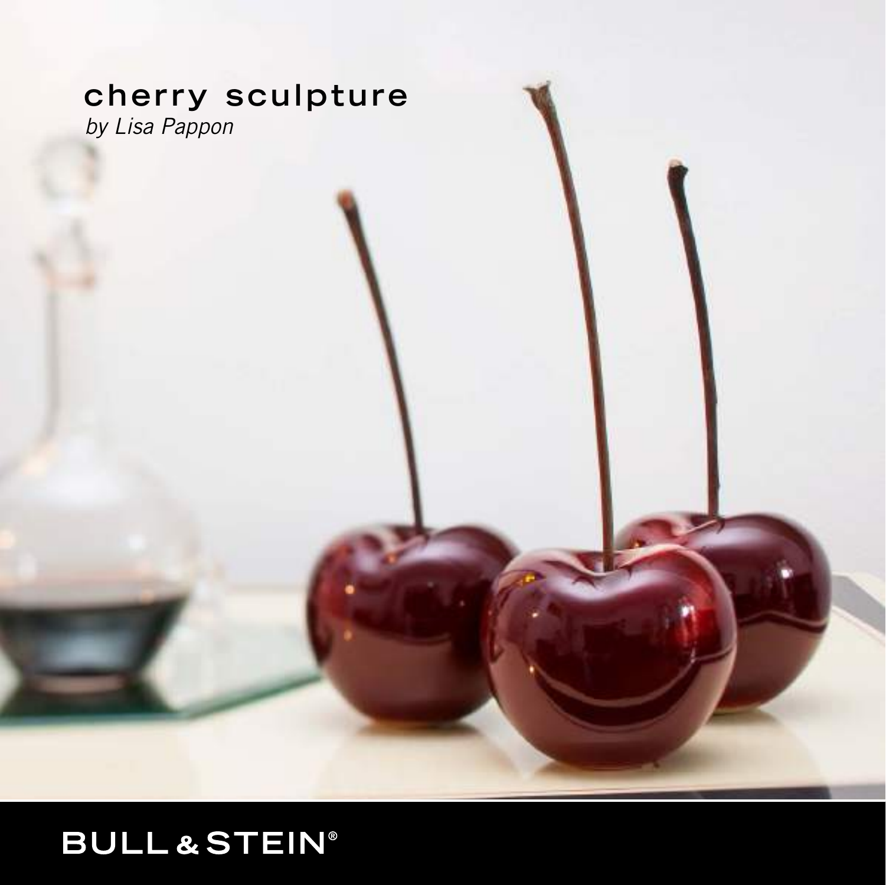# cherry sculpture

*by Lisa Pappon*

BULL & STEIN®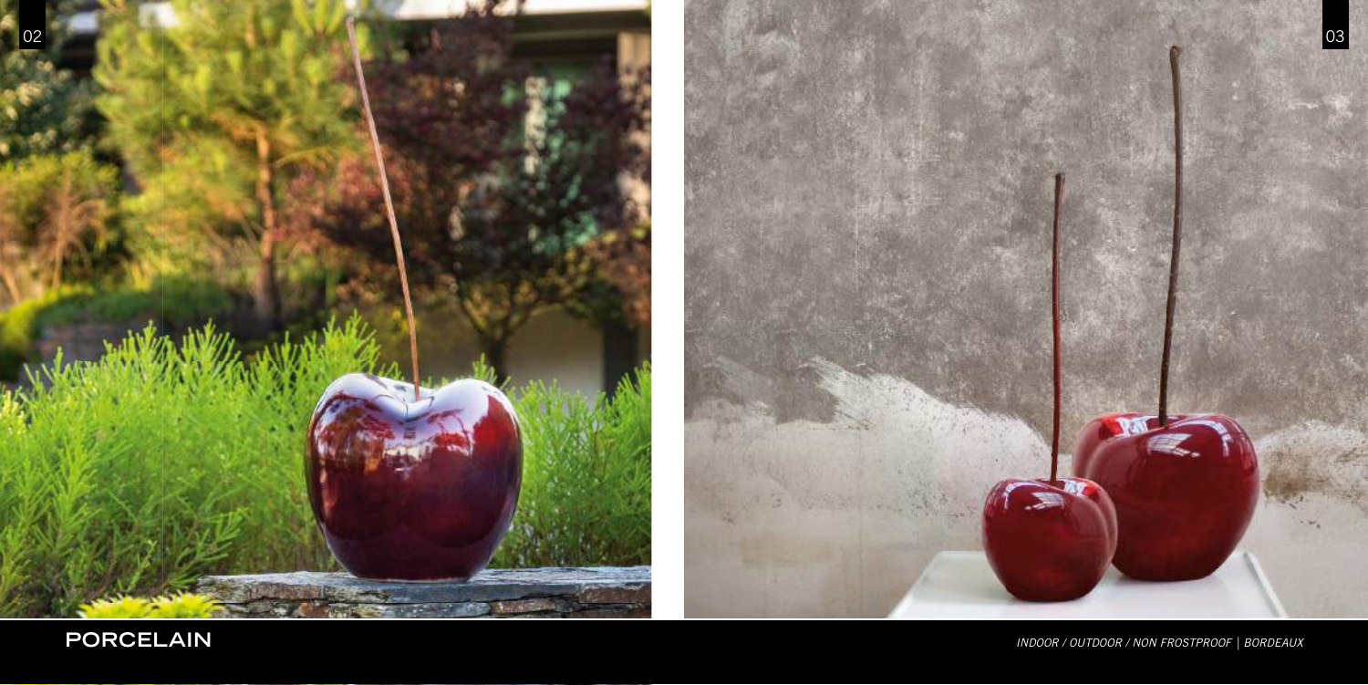**PORCELAIN**

*INDOOR / OUTDOOR / NON FROSTPROOF | BORDEAUX*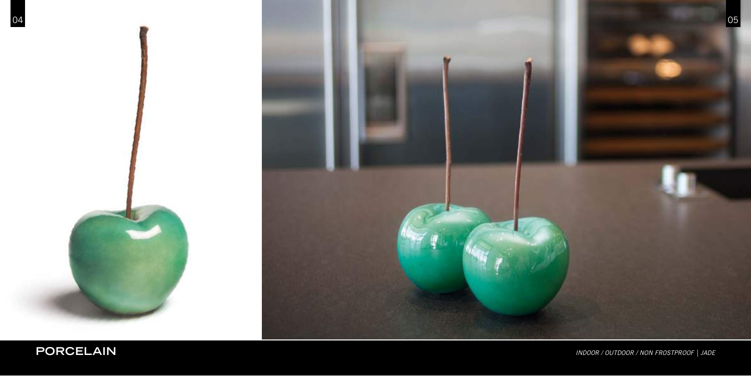PORCELAIN

*INDOOR / OUTDOOR / NON FROSTPROOF | JADE*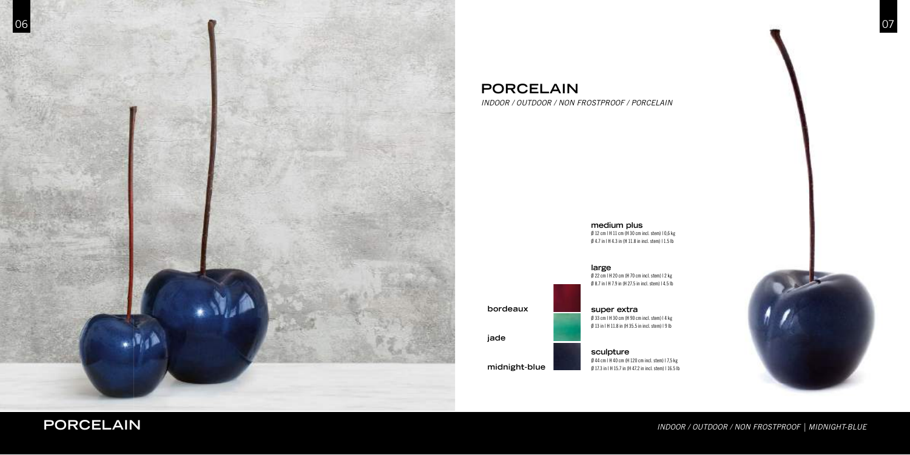# PORCELAIN

*INDOOR / OUTDOOR / NON FROSTPROOF / PORCELAIN*

**medium plus**
Ø 12 cm | H 11 cm (H 30 cm incl. stem) | 0,6 kg
Ø 4.7 in | H 4.3 in (H 11.8 in incl. stem) | 1.5 lb

**large**
Ø 22 cm | H 20 cm (H 70 cm incl. stem) | 2 kg
Ø 8.7 in | H 7.9 in (H 27.5 in incl. stem) | 4.5 lb

**super extra**
Ø 33 cm | H 30 cm (H 90 cm incl. stem) | 4 kg
Ø 13 in | H 11.8 in (H 35.5 in incl. stem) | 9 lb

**sculpture**
Ø 44 cm | H 40 cm (H 120 cm incl. stem) | 7,5 kg
Ø 17.3 in | H 15.7 in (H 47.2 in incl. stem) | 16.5 lb

**bordeaux**

**jade**

**midnight-blue**

## PORCELAIN

*INDOOR / OUTDOOR / NON FROSTPROOF | MIDNIGHT-BLUE*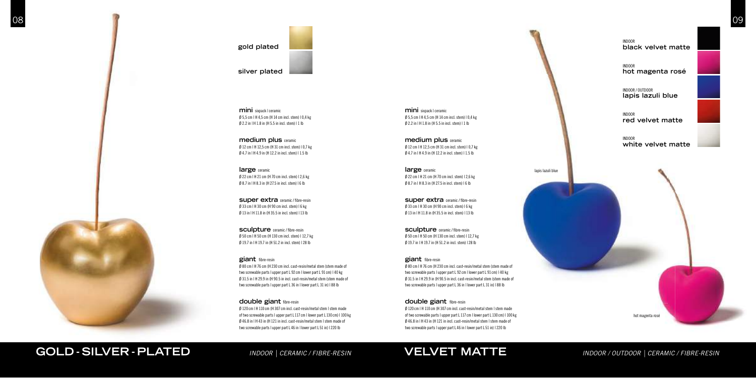## GOLD - SILVER - PLATED

*INDOOR | CERAMIC / FIBRE-RESIN*

**gold plated**

**silver plated**

**mini** sixpack | ceramic
Ø 5,5 cm | H 4,5 cm (H 14 cm incl. stem) | 0,4 kg
Ø 2.2 in | H 1.8 in (H 5.5 in incl. stem) | 1 lb

**medium plus** ceramic
Ø 12 cm | H 12,5 cm (H 31 cm incl. stem) | 0,7 kg
Ø 4.7 in | H 4.9 in (H 12.2 in incl. stem) | 1.5 lb

**large** ceramic
Ø 22 cm | H 21 cm (H 70 cm incl. stem) | 2,6 kg
Ø 8.7 in | H 8.3 in (H 27.5 in incl. stem) | 6 lb

**super extra** ceramic / fibre-resin
Ø 33 cm | H 30 cm (H 90 cm incl. stem) | 6 kg
Ø 13 in | H 11.8 in (H 35.5 in incl. stem) | 13 lb

**sculpture** ceramic / fibre-resin
Ø 50 cm | H 50 cm (H 130 cm incl. stem) | 12,7 kg
Ø 19.7 in | H 19.7 in (H 51.2 in incl. stem) | 28 lb

**giant** fibre-resin
Ø 80 cm | H 76 cm (H 230 cm incl. cast-resin/metal stem (stem made of two screwable parts | upper part L 92 cm | lower part L 91 cm) | 40 kg
Ø 31.5 in | H 29.9 in (H 90.5 in incl. cast-resin/metal stem (stem made of two screwable parts | upper part L 36 in | lower part L 31 in) | 88 lb

**double giant** fibre-resin
Ø 120 cm | H 110 cm (H 307 cm incl. cast-resin/metal stem | stem made of two screwable parts | upper part L 117 cm | lower part L 130 cm) | 100 kg
Ø 46.8 in | H 43 in (H 121 in incl. cast-resin/metal stem | stem made of two screwable parts | upper part L 46 in | lower part L 51 in) | 220 lb

## VELVET MATTE

*INDOOR / OUTDOOR | CERAMIC / FIBRE-RESIN*

**mini** sixpack | ceramic
Ø 5,5 cm | H 4,5 cm (H 14 cm incl. stem) | 0,4 kg
Ø 2.2 in | H 1.8 in (H 5.5 in incl. stem) | 1 lb

**medium plus** ceramic
Ø 12 cm | H 12,5 cm (H 31 cm incl. stem) | 0,7 kg
Ø 4.7 in | H 4.9 in (H 12.2 in incl. stem) | 1.5 lb

**large** ceramic
Ø 22 cm | H 21 cm (H 70 cm incl. stem) | 2,6 kg
Ø 8.7 in | H 8.3 in (H 27.5 in incl. stem) | 6 lb

**super extra** ceramic / fibre-resin
Ø 33 cm | H 30 cm (H 90 cm incl. stem) | 6 kg
Ø 13 in | H 11.8 in (H 35.5 in incl. stem) | 13 lb

**sculpture** ceramic / fibre-resin
Ø 50 cm | H 50 cm (H 130 cm incl. stem) | 12,7 kg
Ø 19.7 in | H 19.7 in (H 51.2 in incl. stem) | 28 lb

**giant** fibre-resin
Ø 80 cm | H 76 cm (H 230 cm incl. cast-resin/metal stem (stem made of two screwable parts | upper part L 92 cm | lower part L 91 cm) | 40 kg
Ø 31.5 in | H 29.9 in (H 90.5 in incl. cast-resin/metal stem (stem made of two screwable parts | upper part L 36 in | lower part L 31 in) | 88 lb

**double giant** fibre-resin
Ø 120 cm | H 110 cm (H 307 cm incl. cast-resin/metal stem | stem made of two screwable parts | upper part L 117 cm | lower part L 130 cm) | 100 kg
Ø 46.8 in | H 43 in (H 121 in incl. cast-resin/metal stem | stem made of two screwable parts | upper part L 46 in | lower part L 51 in) | 220 lb

INDOOR
**black velvet matte**

INDOOR
**hot magenta rosé**

INDOOR / OUTDOOR
**lapis lazuli blue**

INDOOR
**red velvet matte**

INDOOR
**white velvet matte**

lapis lazuli blue

hot magenta rosé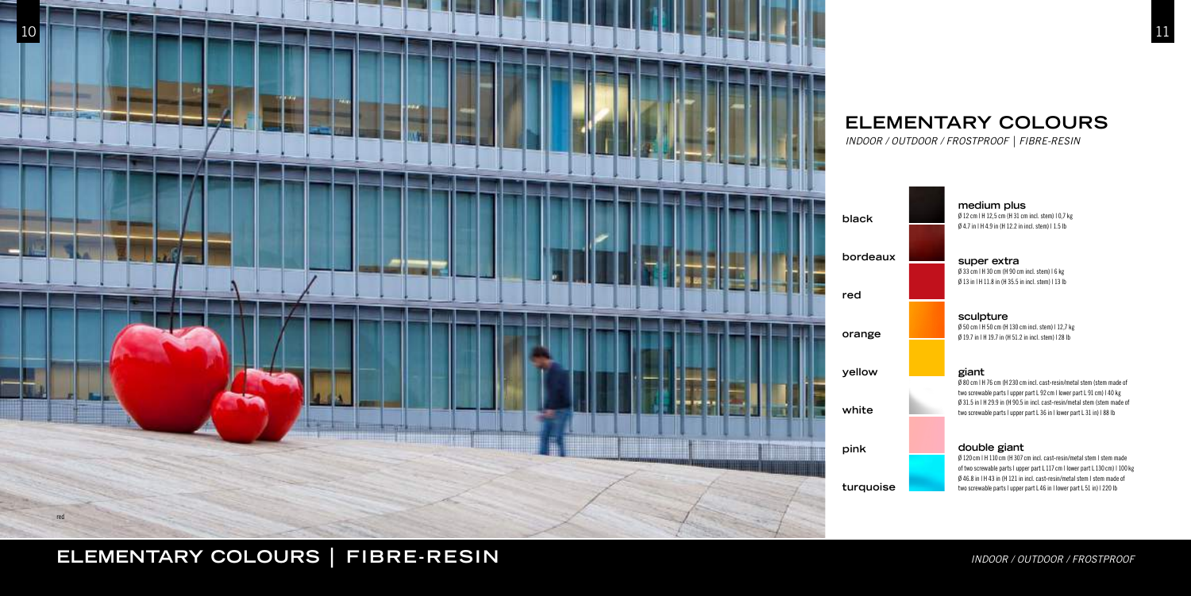red

# ELEMENTARY COLOURS

*INDOOR / OUTDOOR / FROSTPROOF | FIBRE-RESIN*

- black
- bordeaux
- red
- orange
- yellow
- white
- pink
- turquoise

**medium plus**
Ø 12 cm | H 12,5 cm (H 31 cm incl. stem) | 0,7 kg
Ø 4.7 in | H 4.9 in (H 12.2 in incl. stem) | 1.5 lb

**super extra**
Ø 33 cm | H 30 cm (H 90 cm incl. stem) | 6 kg
Ø 13 in | H 11.8 in (H 35.5 in incl. stem) | 13 lb

**sculpture**
Ø 50 cm | H 50 cm (H 130 cm incl. stem) | 12,7 kg
Ø 19.7 in | H 19.7 in (H 51.2 in incl. stem) | 28 lb

**giant**
Ø 80 cm | H 76 cm (H 230 cm incl. cast-resin/metal stem (stem made of two screwable parts | upper part L 92 cm | lower part L 91 cm) | 40 kg
Ø 31.5 in | H 29.9 in (H 90.5 in incl. cast-resin/metal stem (stem made of two screwable parts | upper part L 36 in | lower part L 31 in) | 88 lb

**double giant**
Ø 120 cm | H 110 cm (H 307 cm incl. cast-resin/metal stem | stem made of two screwable parts | upper part L 117 cm | lower part L 130 cm) | 100 kg
Ø 46.8 in | H 43 in (H 121 in incl. cast-resin/metal stem | stem made of two screwable parts | upper part L 46 in | lower part L 51 in) | 220 lb

## ELEMENTARY COLOURS | FIBRE-RESIN

*INDOOR / OUTDOOR / FROSTPROOF*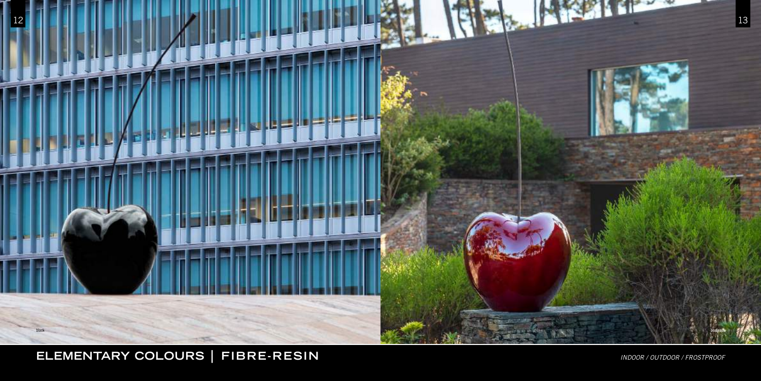black

bordeaux

ELEMENTARY COLOURS | FIBRE-RESIN

*INDOOR / OUTDOOR / FROSTPROOF*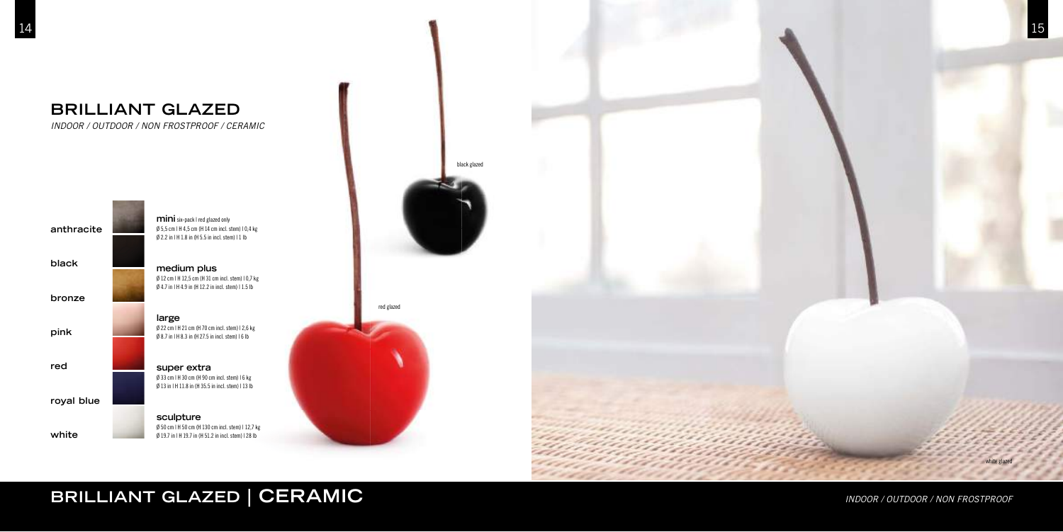# BRILLIANT GLAZED

*INDOOR / OUTDOOR / NON FROSTPROOF / CERAMIC*

anthracite

black

bronze

pink

red

royal blue

white

**mini** six-pack | red glazed only
Ø 5,5 cm | H 4,5 cm (H 14 cm incl. stem) | 0,4 kg
Ø 2.2 in | H 1.8 in (H 5.5 in incl. stem) | 1 lb

**medium plus**
Ø 12 cm | H 12,5 cm (H 31 cm incl. stem) | 0,7 kg
Ø 4.7 in | H 4.9 in (H 12.2 in incl. stem) | 1.5 lb

**large**
Ø 22 cm | H 21 cm (H 70 cm incl. stem) | 2,6 kg
Ø 8.7 in | H 8.3 in (H 27.5 in incl. stem) | 6 lb

**super extra**
Ø 33 cm | H 30 cm (H 90 cm incl. stem) | 6 kg
Ø 13 in | H 11.8 in (H 35.5 in incl. stem) | 13 lb

**sculpture**
Ø 50 cm | H 50 cm (H 130 cm incl. stem) | 12,7 kg
Ø 19.7 in | H 19.7 in (H 51.2 in incl. stem) | 28 lb

black glazed

red glazed

white glazed

## BRILLIANT GLAZED | CERAMIC

*INDOOR / OUTDOOR / NON FROSTPROOF*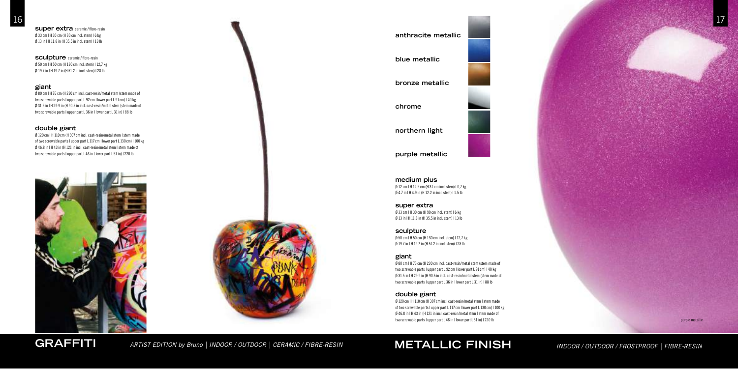**super extra** ceramic / fibre-resin
Ø 33 cm | H 30 cm (H 90 cm incl. stem) | 6 kg
Ø 13 in | H 11.8 in (H 35.5 in incl. stem) | 13 lb

**sculpture** ceramic / fibre-resin
Ø 50 cm | H 50 cm (H 130 cm incl. stem) | 12,7 kg
Ø 19.7 in | H 19.7 in (H 51.2 in incl. stem) | 28 lb

**giant**
Ø 80 cm | H 76 cm (H 230 cm incl. cast-resin/metal stem (stem made of two screwable parts | upper part L 92 cm | lower part L 91 cm) | 40 kg
Ø 31.5 in | H 29.9 in (H 90.5 in incl. cast-resin/metal stem (stem made of two screwable parts | upper part L 36 in | lower part L 31 in) | 88 lb

**double giant**
Ø 120 cm | H 110 cm (H 307 cm incl. cast-resin/metal stem | stem made of two screwable parts | upper part L 117 cm | lower part L 130 cm) | 100 kg
Ø 46.8 in | H 43 in (H 121 in incl. cast-resin/metal stem | stem made of two screwable parts | upper part L 46 in | lower part L 51 in) | 220 lb

# GRAFFITI

*ARTIST EDITION by Bruno | INDOOR / OUTDOOR | CERAMIC / FIBRE-RESIN*

**anthracite metallic**

**blue metallic**

**bronze metallic**

**chrome**

**northern light**

**purple metallic**

**medium plus**
Ø 12 cm | H 12,5 cm (H 31 cm incl. stem) | 0,7 kg
Ø 4.7 in | H 4.9 in (H 12.2 in incl. stem) | 1.5 lb

**super extra**
Ø 33 cm | H 30 cm (H 90 cm incl. stem) | 6 kg
Ø 13 in | H 11.8 in (H 35.5 in incl. stem) | 13 lb

**sculpture**
Ø 50 cm | H 50 cm (H 130 cm incl. stem) | 12,7 kg
Ø 19.7 in | H 19.7 in (H 51.2 in incl. stem) | 28 lb

**giant**
Ø 80 cm | H 76 cm (H 230 cm incl. cast-resin/metal stem (stem made of two screwable parts | upper part L 92 cm | lower part L 91 cm) | 40 kg
Ø 31.5 in | H 29.9 in (H 90.5 in incl. cast-resin/metal stem (stem made of two screwable parts | upper part L 36 in | lower part L 31 in) | 88 lb

**double giant**
Ø 120 cm | H 110 cm (H 307 cm incl. cast-resin/metal stem | stem made of two screwable parts | upper part L 117 cm | lower part L 130 cm) | 100 kg
Ø 46.8 in | H 43 in (H 121 in incl. cast-resin/metal stem | stem made of two screwable parts | upper part L 46 in | lower part L 51 in) | 220 lb

purple metallic

# METALLIC FINISH

*INDOOR / OUTDOOR / FROSTPROOF | FIBRE-RESIN*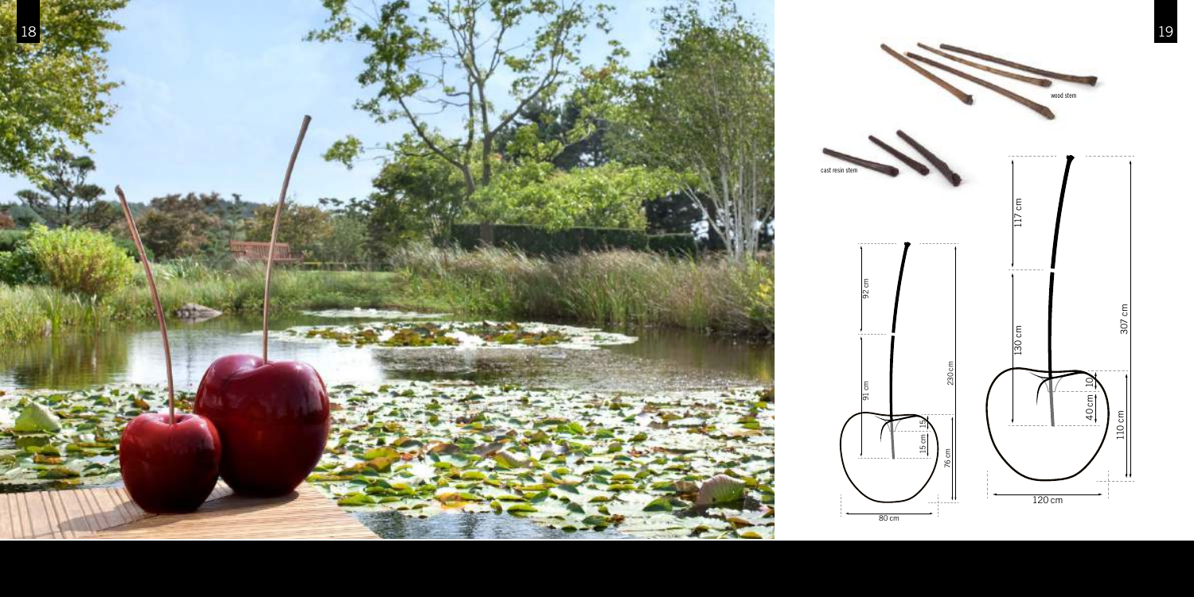wood stem

cast resin stem

92 cm

91 cm

15

15 cm

76 cm

230 cm

80 cm

117 cm

130 cm

10

40 cm

110 cm

307 cm

120 cm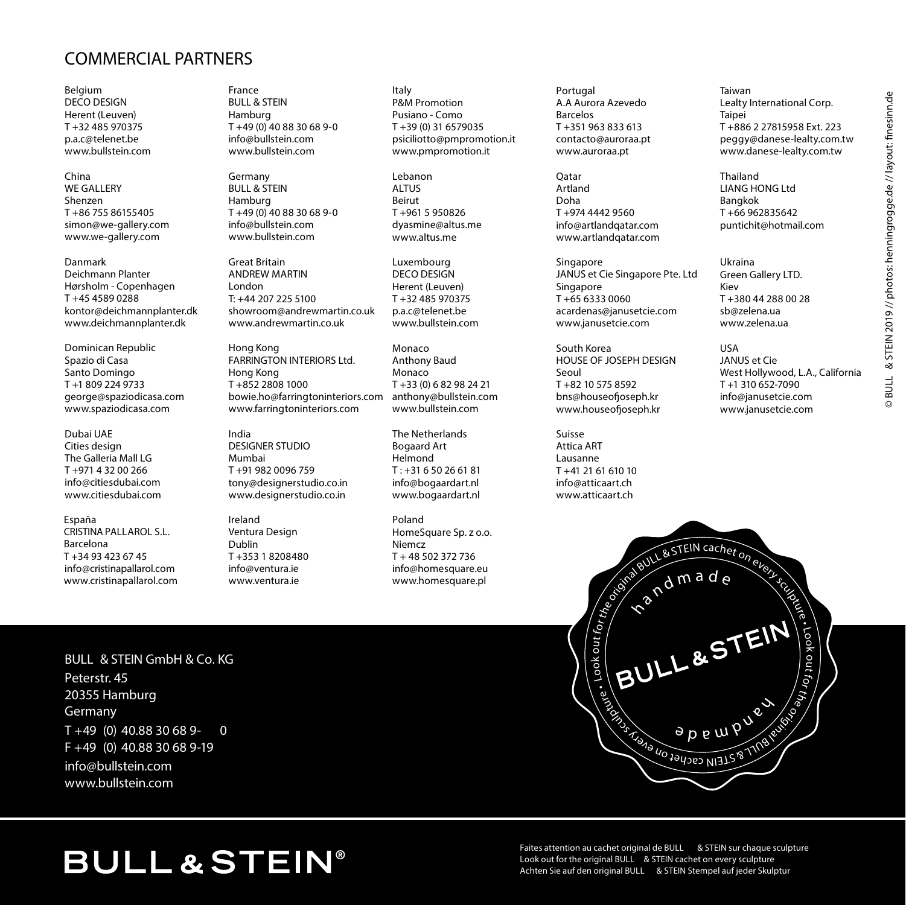# COMMERCIAL PARTNERS

Belgium
DECO DESIGN
Herent (Leuven)
T +32 485 970375
p.a.c@telenet.be
www.bullstein.com

China
WE GALLERY
Shenzen
T +86 755 86155405
simon@we-gallery.com
www.we-gallery.com

Danmark
Deichmann Planter
Hørsholm - Copenhagen
T +45 4589 0288
kontor@deichmannplanter.dk
www.deichmannplanter.dk

Dominican Republic
Spazio di Casa
Santo Domingo
T +1 809 224 9733
george@spaziodicasa.com
www.spaziodicasa.com

Dubai UAE
Cities design
The Galleria Mall LG
T +971 4 32 00 266
info@citiesdubai.com
www.citiesdubai.com

España
CRISTINA PALLAROL S.L.
Barcelona
T +34 93 423 67 45
info@cristinapallarol.com
www.cristinapallarol.com

France
BULL & STEIN
Hamburg
T +49 (0) 40 88 30 68 9-0
info@bullstein.com
www.bullstein.com

Germany
BULL & STEIN
Hamburg
T +49 (0) 40 88 30 68 9-0
info@bullstein.com
www.bullstein.com

Great Britain
ANDREW MARTIN
London
T: +44 207 225 5100
showroom@andrewmartin.co.uk
www.andrewmartin.co.uk

Hong Kong
FARRINGTON INTERIORS Ltd.
Hong Kong
T +852 2808 1000
bowie.ho@farringtoninteriors.com
www.farringtoninteriors.com

India
DESIGNER STUDIO
Mumbai
T +91 982 0096 759
tony@designerstudio.co.in
www.designerstudio.co.in

Ireland
Ventura Design
Dublin
T +353 1 8208480
info@ventura.ie
www.ventura.ie

Italy
P&M Promotion
Pusiano - Como
T +39 (0) 31 6579035
psiciliotto@pmpromotion.it
www.pmpromotion.it

Lebanon
ALTUS
Beirut
T +961 5 950826
dyasmine@altus.me
www.altus.me

Luxembourg
DECO DESIGN
Herent (Leuven)
T +32 485 970375
p.a.c@telenet.be
www.bullstein.com

Monaco
Anthony Baud
Monaco
T +33 (0) 6 82 98 24 21
anthony@bullstein.com
www.bullstein.com

The Netherlands
Bogaard Art
Helmond
T : +31 6 50 26 61 81
info@bogaardart.nl
www.bogaardart.nl

Poland
HomeSquare Sp. z o.o.
Niemcz
T + 48 502 372 736
info@homesquare.eu
www.homesquare.pl

Portugal
A.A Aurora Azevedo
Barcelos
T +351 963 833 613
contacto@auroraa.pt
www.auroraa.pt

Qatar
Artland
Doha
T +974 4442 9560
info@artlandqatar.com
www.artlandqatar.com

Singapore
JANUS et Cie Singapore Pte. Ltd
Singapore
T +65 6333 0060
acardenas@janusetcie.com
www.janusetcie.com

South Korea
HOUSE OF JOSEPH DESIGN
Seoul
T +82 10 575 8592
bns@houseofjoseph.kr
www.houseofjoseph.kr

Suisse
Attica ART
Lausanne
T +41 21 61 610 10
info@atticaart.ch
www.atticaart.ch

Taiwan
Lealty International Corp.
Taipei
T +886 2 27815958 Ext. 223
peggy@danese-lealty.com.tw
www.danese-lealty.com.tw

Thailand
LIANG HONG Ltd
Bangkok
T +66 962835642
puntichit@hotmail.com

Ukraina
Green Gallery LTD.
Kiev
T +380 44 288 00 28
sb@zelena.ua
www.zelena.ua

USA
JANUS et Cie
West Hollywood, L.A., California
T +1 310 652-7090
info@janusetcie.com
www.janusetcie.com

© BULL & STEIN 2019 // photos: henninggrogge.de // layout: finesinn.de

handmade
BULL & STEIN
handmade
Look out for the original BULL & STEIN cachet on every sculpture • Look out for the original BULL & STEIN cachet on every sculpture •

BULL & STEIN GmbH & Co. KG
Peterstr. 45
20355 Hamburg
Germany
T +49 (0) 40.88 30 68 9-0
F +49 (0) 40.88 30 68 9-19
info@bullstein.com
www.bullstein.com

BULL & STEIN®

Faites attention au cachet original de BULL & STEIN sur chaque sculpture
Look out for the original BULL & STEIN cachet on every sculpture
Achten Sie auf den original BULL & STEIN Stempel auf jeder Skulptur